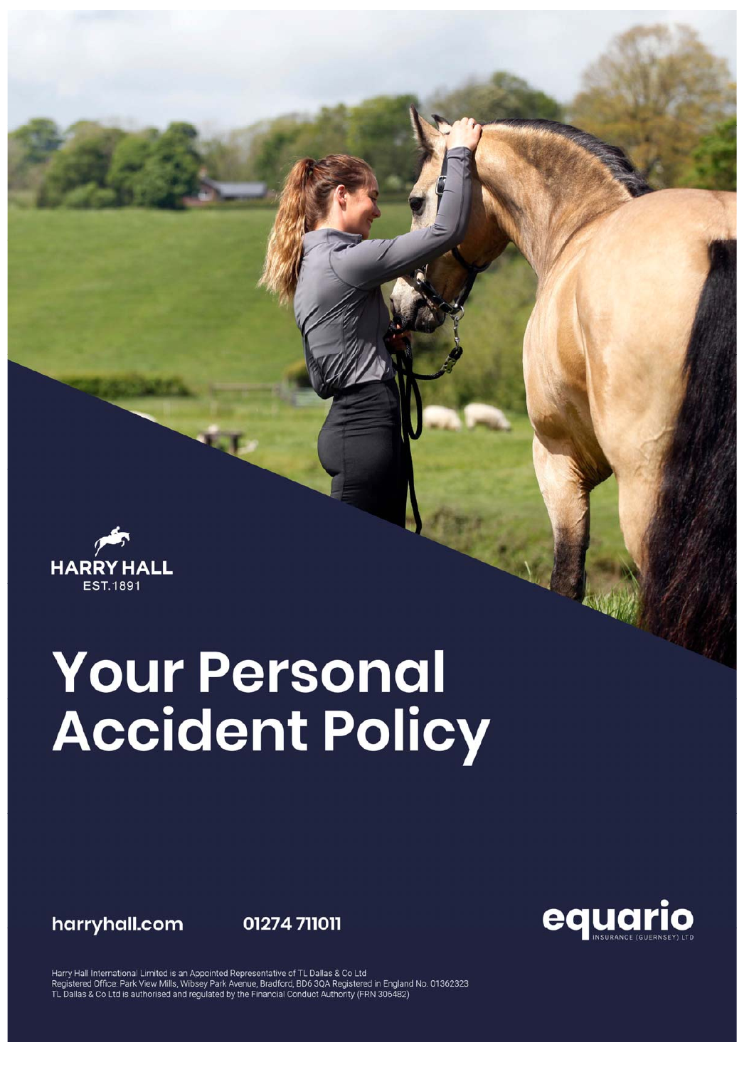HARRY HALL
EST. 1891

# Your Personal Accident Policy

harryhall.com 01274 711011

equario INSURANCE (GUERNSEY) LTD

Harry Hall International Limited is an Appointed Representative of TL Dallas & Co Ltd
Registered Office: Park View Mills, Wibsey Park Avenue, Bradford, BD6 3QA Registered in England No. 01362323
TL Dallas & Co Ltd is authorised and regulated by the Financial Conduct Authority (FRN 306482)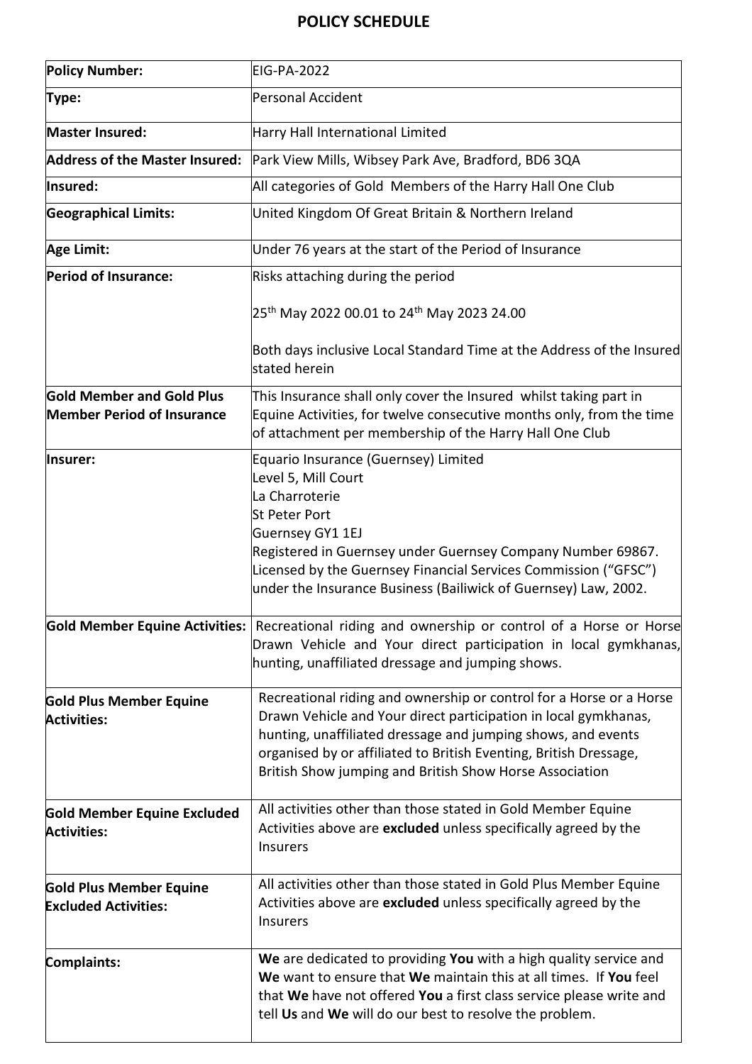# POLICY SCHEDULE

| | |
|---|---|
| **Policy Number:** | EIG-PA-2022 |
| **Type:** | Personal Accident |
| **Master Insured:** | Harry Hall International Limited |
| **Address of the Master Insured:** | Park View Mills, Wibsey Park Ave, Bradford, BD6 3QA |
| **Insured:** | All categories of Gold Members of the Harry Hall One Club |
| **Geographical Limits:** | United Kingdom Of Great Britain & Northern Ireland |
| **Age Limit:** | Under 76 years at the start of the Period of Insurance |
| **Period of Insurance:** | Risks attaching during the period<br><br>25th May 2022 00.01 to 24th May 2023 24.00<br><br>Both days inclusive Local Standard Time at the Address of the Insured stated herein |
| **Gold Member and Gold Plus Member Period of Insurance** | This Insurance shall only cover the Insured whilst taking part in Equine Activities, for twelve consecutive months only, from the time of attachment per membership of the Harry Hall One Club |
| **Insurer:** | Equario Insurance (Guernsey) Limited<br>Level 5, Mill Court<br>La Charroterie<br>St Peter Port<br>Guernsey GY1 1EJ<br>Registered in Guernsey under Guernsey Company Number 69867.<br>Licensed by the Guernsey Financial Services Commission ("GFSC") under the Insurance Business (Bailiwick of Guernsey) Law, 2002. |
| **Gold Member Equine Activities:** | Recreational riding and ownership or control of a Horse or Horse Drawn Vehicle and Your direct participation in local gymkhanas, hunting, unaffiliated dressage and jumping shows. |
| **Gold Plus Member Equine Activities:** | Recreational riding and ownership or control for a Horse or a Horse Drawn Vehicle and Your direct participation in local gymkhanas, hunting, unaffiliated dressage and jumping shows, and events organised by or affiliated to British Eventing, British Dressage, British Show jumping and British Show Horse Association |
| **Gold Member Equine Excluded Activities:** | All activities other than those stated in Gold Member Equine Activities above are **excluded** unless specifically agreed by the Insurers |
| **Gold Plus Member Equine Excluded Activities:** | All activities other than those stated in Gold Plus Member Equine Activities above are **excluded** unless specifically agreed by the Insurers |
| **Complaints:** | **We** are dedicated to providing **You** with a high quality service and **We** want to ensure that **We** maintain this at all times. If **You** feel that **We** have not offered **You** a first class service please write and tell **Us** and **We** will do our best to resolve the problem. |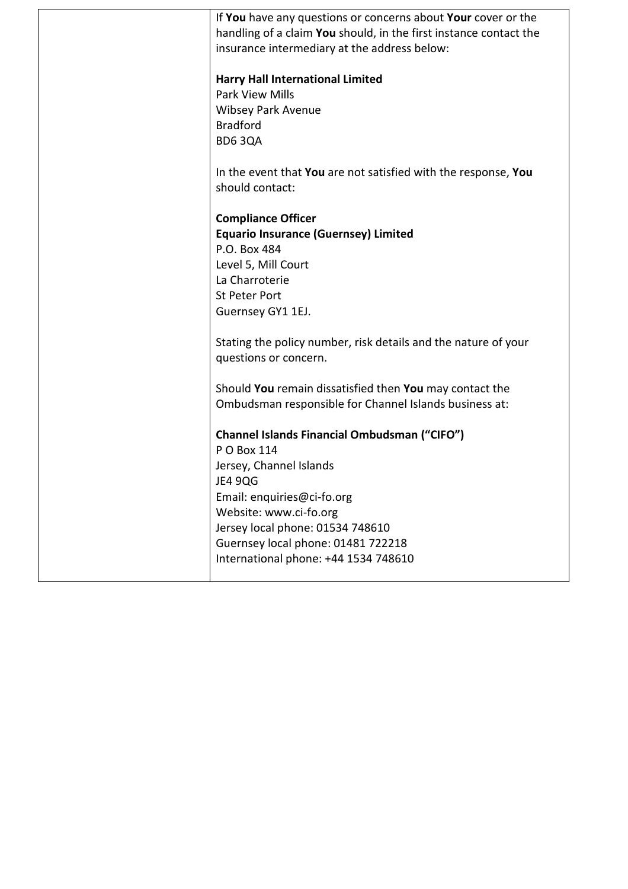| | |
|---|---|
| | If **You** have any questions or concerns about **Your** cover or the handling of a claim **You** should, in the first instance contact the insurance intermediary at the address below:<br><br>**Harry Hall International Limited**<br>Park View Mills<br>Wibsey Park Avenue<br>Bradford<br>BD6 3QA<br><br>In the event that **You** are not satisfied with the response, **You** should contact:<br><br>**Compliance Officer**<br>**Equario Insurance (Guernsey) Limited**<br>P.O. Box 484<br>Level 5, Mill Court<br>La Charroterie<br>St Peter Port<br>Guernsey GY1 1EJ.<br><br>Stating the policy number, risk details and the nature of your questions or concern.<br><br>Should **You** remain dissatisfied then **You** may contact the Ombudsman responsible for Channel Islands business at:<br><br>**Channel Islands Financial Ombudsman ("CIFO")**<br>P O Box 114<br>Jersey, Channel Islands<br>JE4 9QG<br>Email: enquiries@ci-fo.org<br>Website: www.ci-fo.org<br>Jersey local phone: 01534 748610<br>Guernsey local phone: 01481 722218<br>International phone: +44 1534 748610 |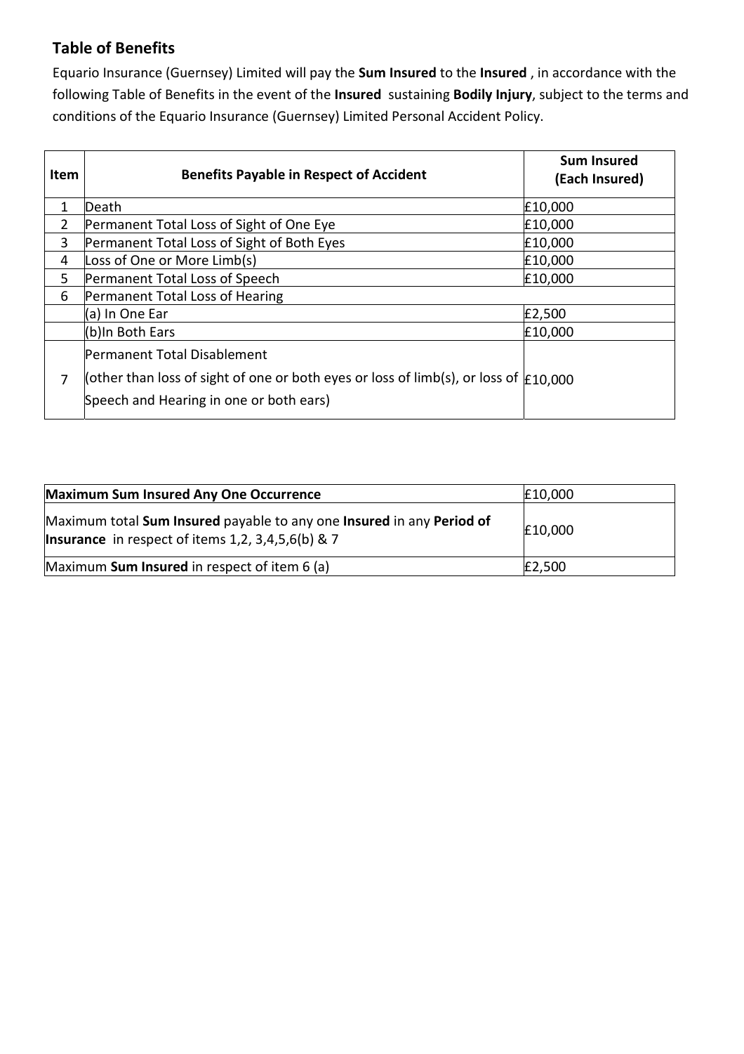## Table of Benefits

Equario Insurance (Guernsey) Limited will pay the **Sum Insured** to the **Insured** , in accordance with the following Table of Benefits in the event of the **Insured** sustaining **Bodily Injury**, subject to the terms and conditions of the Equario Insurance (Guernsey) Limited Personal Accident Policy.

| Item | Benefits Payable in Respect of Accident | Sum Insured (Each Insured) |
|---|---|---|
| 1 | Death | £10,000 |
| 2 | Permanent Total Loss of Sight of One Eye | £10,000 |
| 3 | Permanent Total Loss of Sight of Both Eyes | £10,000 |
| 4 | Loss of One or More Limb(s) | £10,000 |
| 5 | Permanent Total Loss of Speech | £10,000 |
| 6 | Permanent Total Loss of Hearing | |
| | (a) In One Ear | £2,500 |
| | (b)In Both Ears | £10,000 |
| 7 | Permanent Total Disablement (other than loss of sight of one or both eyes or loss of limb(s), or loss of Speech and Hearing in one or both ears) | £10,000 |

| | |
|---|---|
| **Maximum Sum Insured Any One Occurrence** | £10,000 |
| Maximum total **Sum Insured** payable to any one **Insured** in any **Period of Insurance** in respect of items 1,2, 3,4,5,6(b) & 7 | £10,000 |
| Maximum **Sum Insured** in respect of item 6 (a) | £2,500 |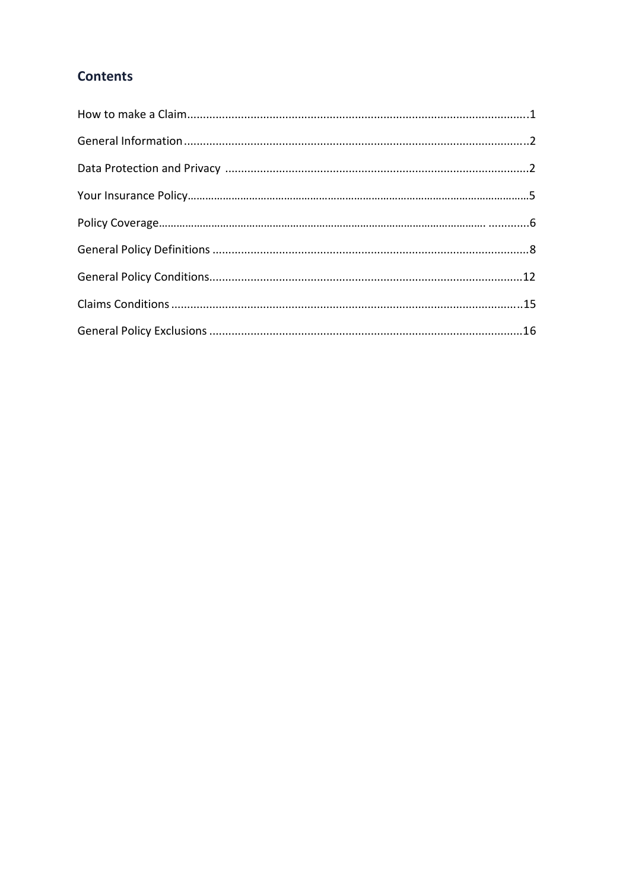## Contents

How to make a Claim ..... 1

General Information ..... 2

Data Protection and Privacy ..... 2

Your Insurance Policy ..... 5

Policy Coverage ..... 6

General Policy Definitions ..... 8

General Policy Conditions ..... 12

Claims Conditions ..... 15

General Policy Exclusions ..... 16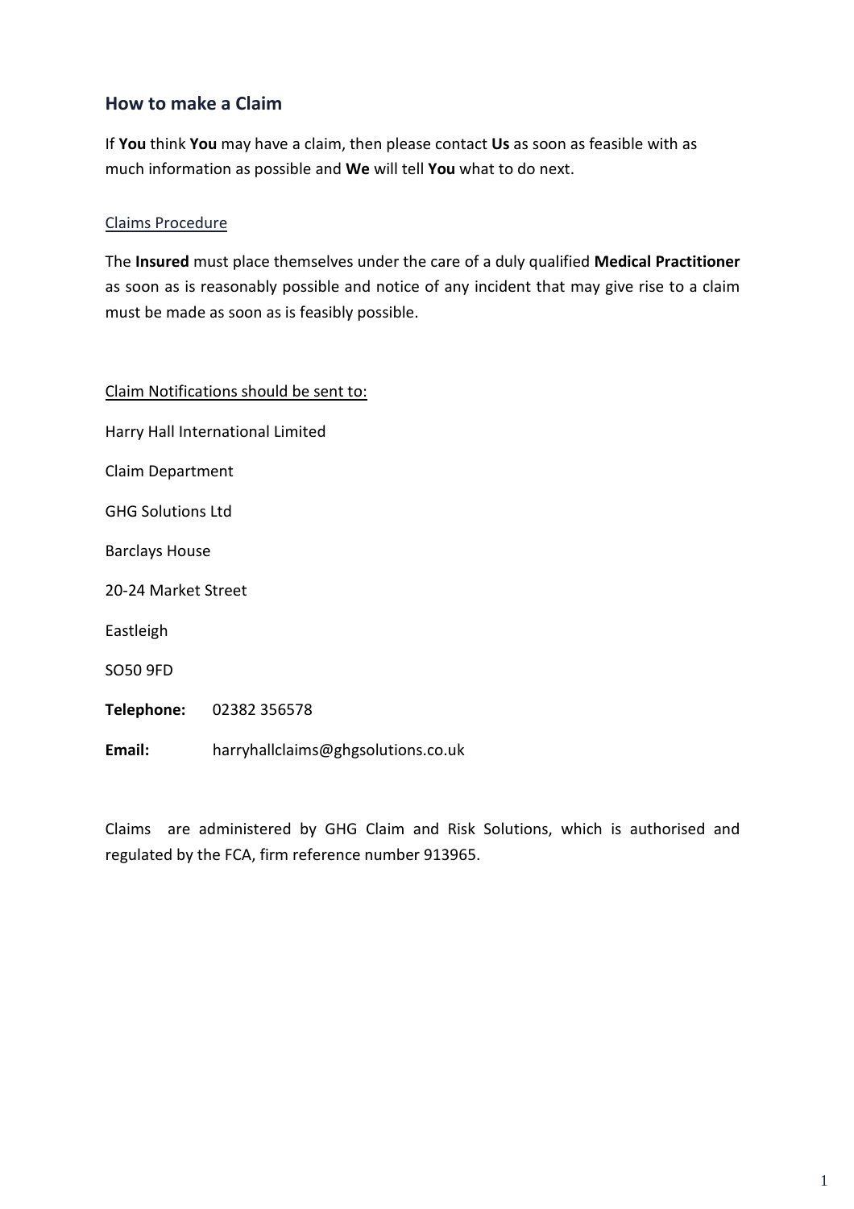## How to make a Claim

If **You** think **You** may have a claim, then please contact **Us** as soon as feasible with as much information as possible and **We** will tell **You** what to do next.

### Claims Procedure

The **Insured** must place themselves under the care of a duly qualified **Medical Practitioner** as soon as is reasonably possible and notice of any incident that may give rise to a claim must be made as soon as is feasibly possible.

Claim Notifications should be sent to:

Harry Hall International Limited

Claim Department

GHG Solutions Ltd

Barclays House

20-24 Market Street

Eastleigh

SO50 9FD

**Telephone:** 02382 356578

**Email:** harryhallclaims@ghgsolutions.co.uk

Claims are administered by GHG Claim and Risk Solutions, which is authorised and regulated by the FCA, firm reference number 913965.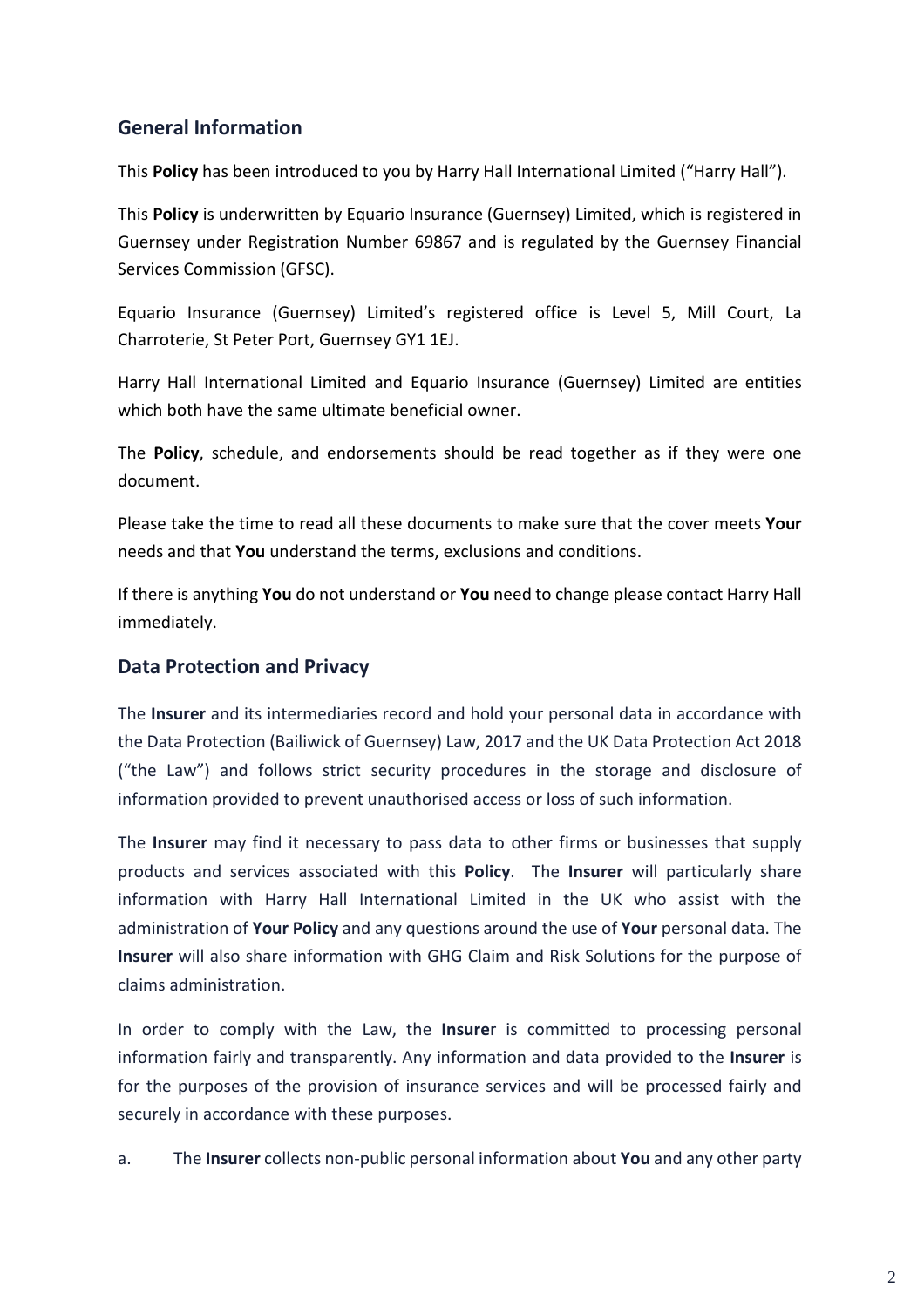## General Information

This **Policy** has been introduced to you by Harry Hall International Limited ("Harry Hall").

This **Policy** is underwritten by Equario Insurance (Guernsey) Limited, which is registered in Guernsey under Registration Number 69867 and is regulated by the Guernsey Financial Services Commission (GFSC).

Equario Insurance (Guernsey) Limited's registered office is Level 5, Mill Court, La Charroterie, St Peter Port, Guernsey GY1 1EJ.

Harry Hall International Limited and Equario Insurance (Guernsey) Limited are entities which both have the same ultimate beneficial owner.

The **Policy**, schedule, and endorsements should be read together as if they were one document.

Please take the time to read all these documents to make sure that the cover meets **Your** needs and that **You** understand the terms, exclusions and conditions.

If there is anything **You** do not understand or **You** need to change please contact Harry Hall immediately.

## Data Protection and Privacy

The **Insurer** and its intermediaries record and hold your personal data in accordance with the Data Protection (Bailiwick of Guernsey) Law, 2017 and the UK Data Protection Act 2018 ("the Law") and follows strict security procedures in the storage and disclosure of information provided to prevent unauthorised access or loss of such information.

The **Insurer** may find it necessary to pass data to other firms or businesses that supply products and services associated with this **Policy**. The **Insurer** will particularly share information with Harry Hall International Limited in the UK who assist with the administration of **Your Policy** and any questions around the use of **Your** personal data. The **Insurer** will also share information with GHG Claim and Risk Solutions for the purpose of claims administration.

In order to comply with the Law, the **Insure**r is committed to processing personal information fairly and transparently. Any information and data provided to the **Insurer** is for the purposes of the provision of insurance services and will be processed fairly and securely in accordance with these purposes.

a. The **Insurer** collects non-public personal information about **You** and any other party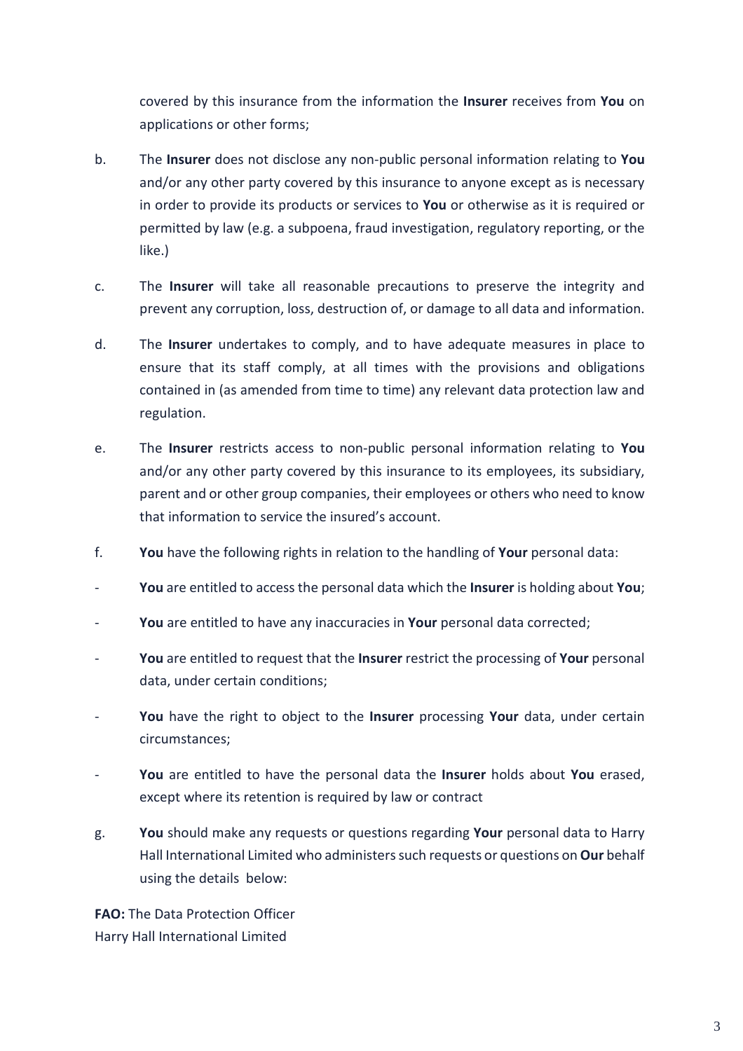covered by this insurance from the information the **Insurer** receives from **You** on applications or other forms;

b. The **Insurer** does not disclose any non-public personal information relating to **You** and/or any other party covered by this insurance to anyone except as is necessary in order to provide its products or services to **You** or otherwise as it is required or permitted by law (e.g. a subpoena, fraud investigation, regulatory reporting, or the like.)

c. The **Insurer** will take all reasonable precautions to preserve the integrity and prevent any corruption, loss, destruction of, or damage to all data and information.

d. The **Insurer** undertakes to comply, and to have adequate measures in place to ensure that its staff comply, at all times with the provisions and obligations contained in (as amended from time to time) any relevant data protection law and regulation.

e. The **Insurer** restricts access to non-public personal information relating to **You** and/or any other party covered by this insurance to its employees, its subsidiary, parent and or other group companies, their employees or others who need to know that information to service the insured's account.

f. **You** have the following rights in relation to the handling of **Your** personal data:

- **You** are entitled to access the personal data which the **Insurer** is holding about **You**;
- **You** are entitled to have any inaccuracies in **Your** personal data corrected;
- **You** are entitled to request that the **Insurer** restrict the processing of **Your** personal data, under certain conditions;
- **You** have the right to object to the **Insurer** processing **Your** data, under certain circumstances;
- **You** are entitled to have the personal data the **Insurer** holds about **You** erased, except where its retention is required by law or contract

g. **You** should make any requests or questions regarding **Your** personal data to Harry Hall International Limited who administers such requests or questions on **Our** behalf using the details below:

**FAO:** The Data Protection Officer
Harry Hall International Limited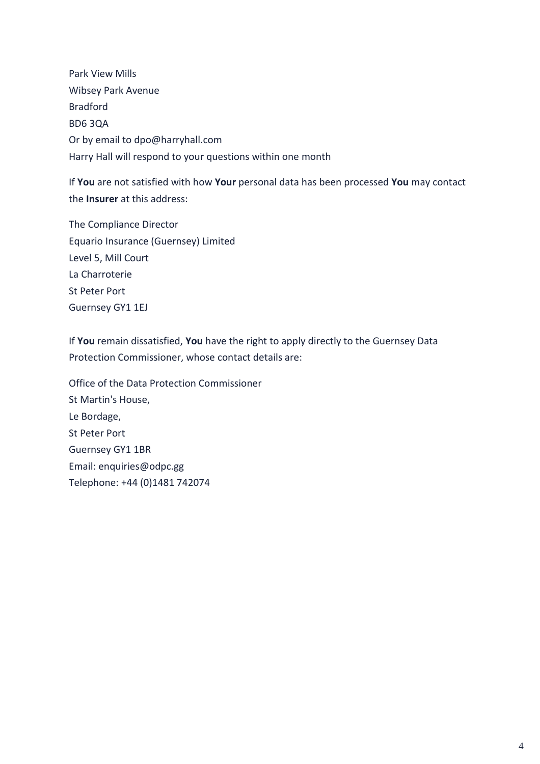Park View Mills  
Wibsey Park Avenue  
Bradford  
BD6 3QA  
Or by email to dpo@harryhall.com  
Harry Hall will respond to your questions within one month

If **You** are not satisfied with how **Your** personal data has been processed **You** may contact the **Insurer** at this address:

The Compliance Director  
Equario Insurance (Guernsey) Limited  
Level 5, Mill Court  
La Charroterie  
St Peter Port  
Guernsey GY1 1EJ

If **You** remain dissatisfied, **You** have the right to apply directly to the Guernsey Data Protection Commissioner, whose contact details are:

Office of the Data Protection Commissioner  
St Martin's House,  
Le Bordage,  
St Peter Port  
Guernsey GY1 1BR  
Email: enquiries@odpc.gg  
Telephone: +44 (0)1481 742074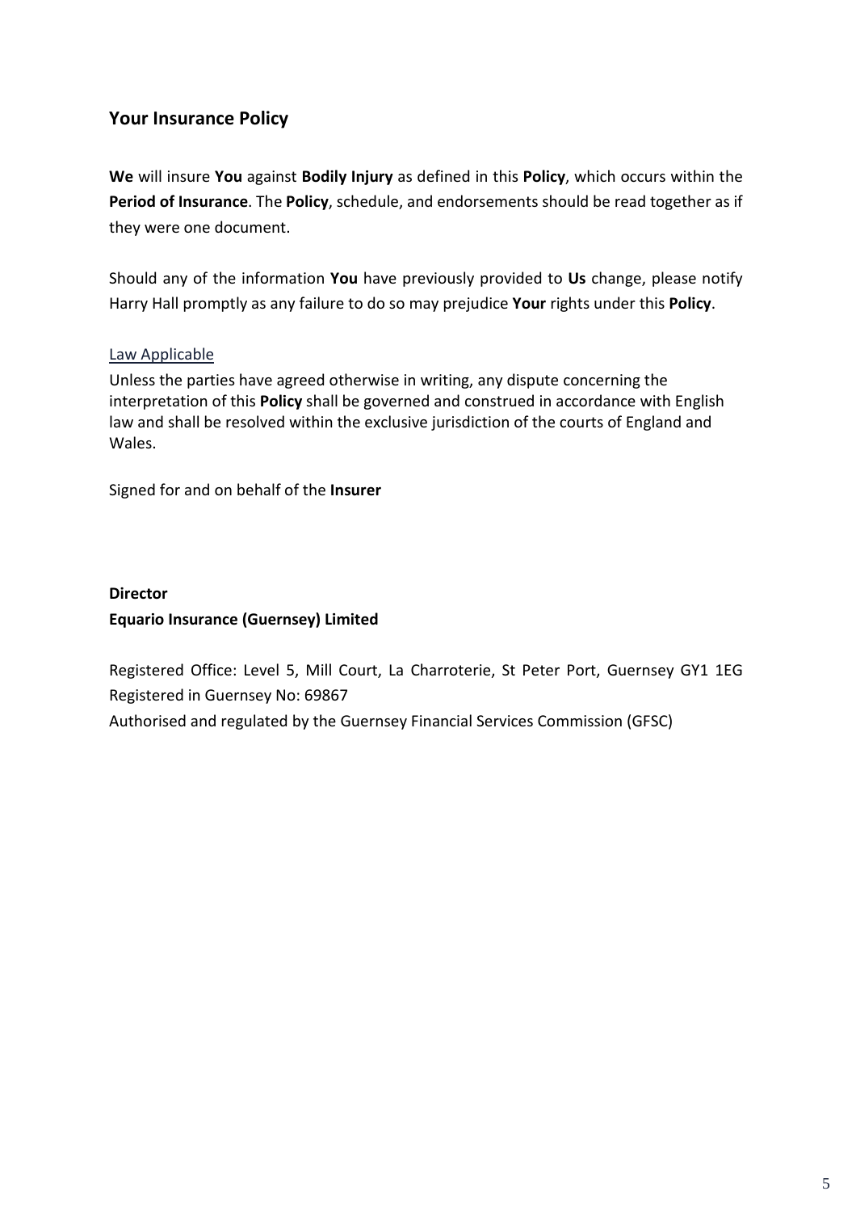## Your Insurance Policy

**We** will insure **You** against **Bodily Injury** as defined in this **Policy**, which occurs within the **Period of Insurance**. The **Policy**, schedule, and endorsements should be read together as if they were one document.

Should any of the information **You** have previously provided to **Us** change, please notify Harry Hall promptly as any failure to do so may prejudice **Your** rights under this **Policy**.

Law Applicable

Unless the parties have agreed otherwise in writing, any dispute concerning the interpretation of this **Policy** shall be governed and construed in accordance with English law and shall be resolved within the exclusive jurisdiction of the courts of England and Wales.

Signed for and on behalf of the **Insurer**

**Director**

**Equario Insurance (Guernsey) Limited**

Registered Office: Level 5, Mill Court, La Charroterie, St Peter Port, Guernsey GY1 1EG
Registered in Guernsey No: 69867
Authorised and regulated by the Guernsey Financial Services Commission (GFSC)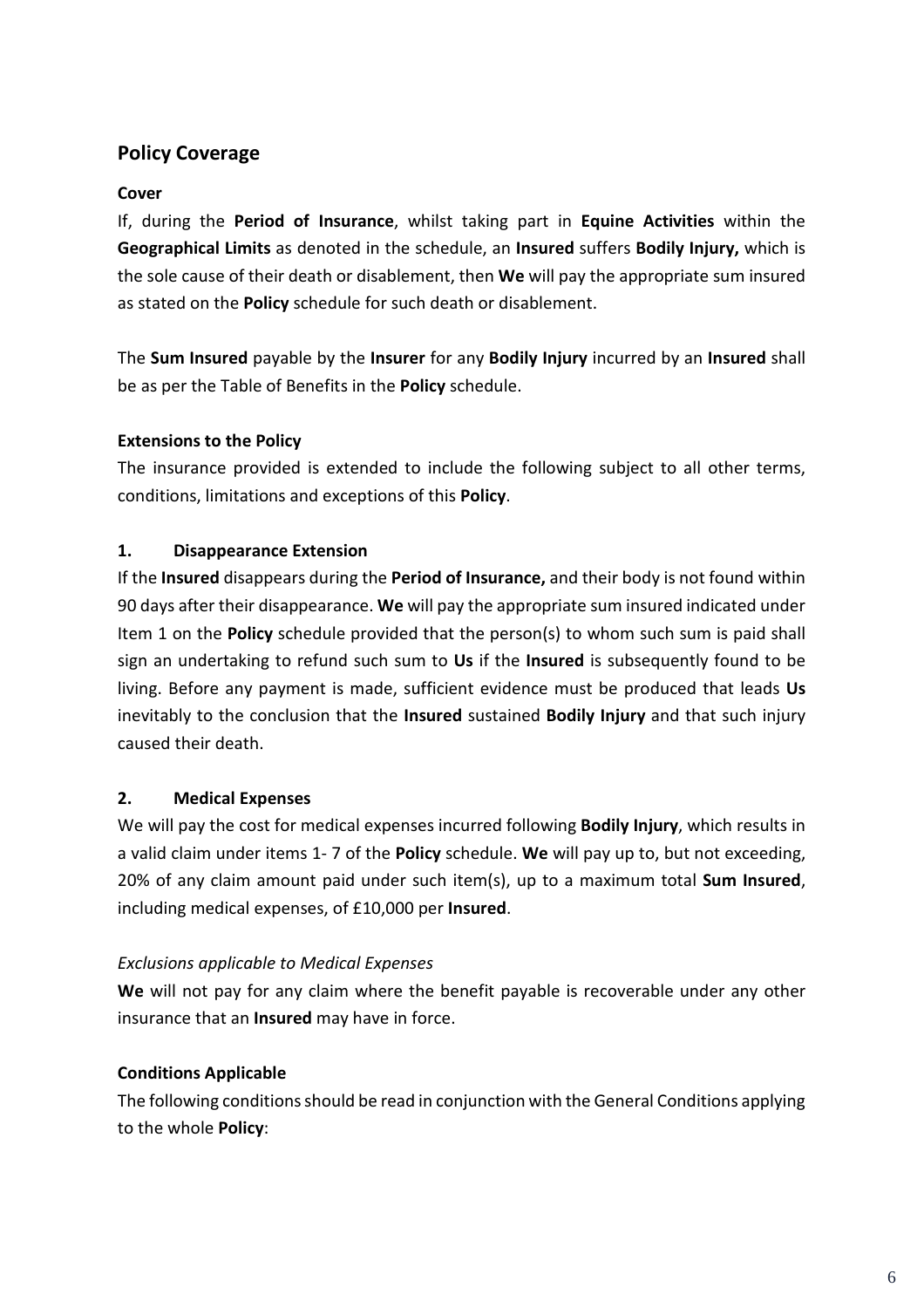## Policy Coverage

### Cover

If, during the **Period of Insurance**, whilst taking part in **Equine Activities** within the **Geographical Limits** as denoted in the schedule, an **Insured** suffers **Bodily Injury,** which is the sole cause of their death or disablement, then **We** will pay the appropriate sum insured as stated on the **Policy** schedule for such death or disablement.

The **Sum Insured** payable by the **Insurer** for any **Bodily Injury** incurred by an **Insured** shall be as per the Table of Benefits in the **Policy** schedule.

### Extensions to the Policy

The insurance provided is extended to include the following subject to all other terms, conditions, limitations and exceptions of this **Policy**.

**1. Disappearance Extension**

If the **Insured** disappears during the **Period of Insurance,** and their body is not found within 90 days after their disappearance. **We** will pay the appropriate sum insured indicated under Item 1 on the **Policy** schedule provided that the person(s) to whom such sum is paid shall sign an undertaking to refund such sum to **Us** if the **Insured** is subsequently found to be living. Before any payment is made, sufficient evidence must be produced that leads **Us** inevitably to the conclusion that the **Insured** sustained **Bodily Injury** and that such injury caused their death.

**2. Medical Expenses**

We will pay the cost for medical expenses incurred following **Bodily Injury**, which results in a valid claim under items 1- 7 of the **Policy** schedule. **We** will pay up to, but not exceeding, 20% of any claim amount paid under such item(s), up to a maximum total **Sum Insured**, including medical expenses, of £10,000 per **Insured**.

*Exclusions applicable to Medical Expenses*

**We** will not pay for any claim where the benefit payable is recoverable under any other insurance that an **Insured** may have in force.

### Conditions Applicable

The following conditions should be read in conjunction with the General Conditions applying to the whole **Policy**: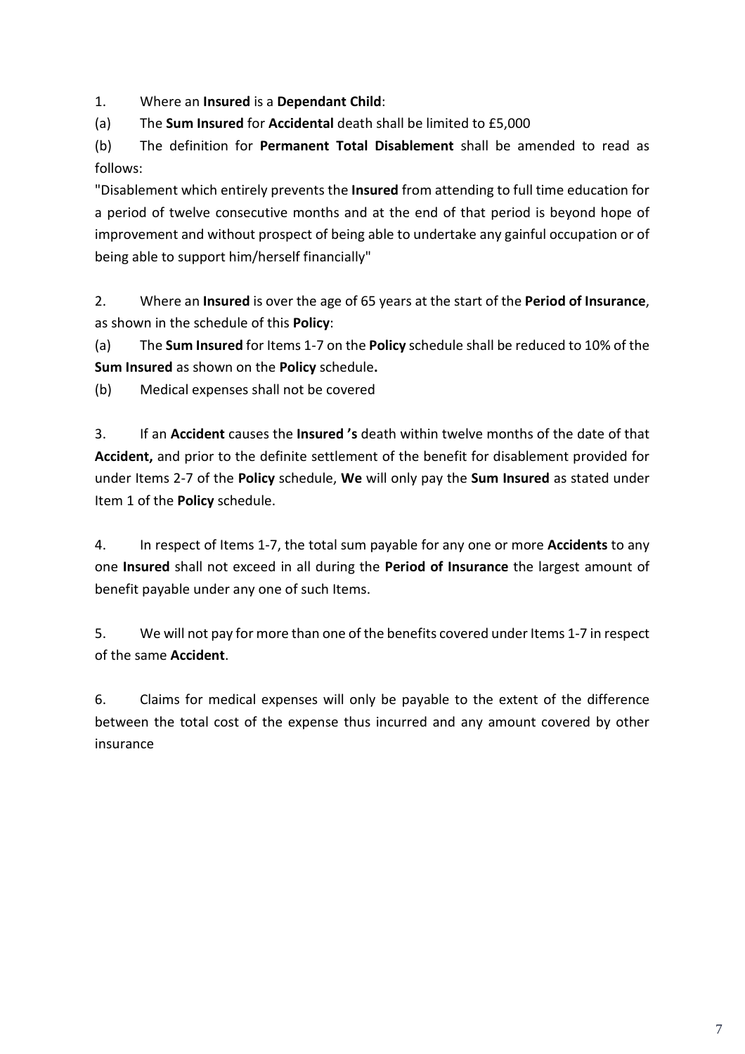1. Where an **Insured** is a **Dependant Child**:

(a) The **Sum Insured** for **Accidental** death shall be limited to £5,000

(b) The definition for **Permanent Total Disablement** shall be amended to read as follows:

"Disablement which entirely prevents the **Insured** from attending to full time education for a period of twelve consecutive months and at the end of that period is beyond hope of improvement and without prospect of being able to undertake any gainful occupation or of being able to support him/herself financially"

2. Where an **Insured** is over the age of 65 years at the start of the **Period of Insurance**, as shown in the schedule of this **Policy**:

(a) The **Sum Insured** for Items 1-7 on the **Policy** schedule shall be reduced to 10% of the **Sum Insured** as shown on the **Policy** schedule**.**

(b) Medical expenses shall not be covered

3. If an **Accident** causes the **Insured 's** death within twelve months of the date of that **Accident,** and prior to the definite settlement of the benefit for disablement provided for under Items 2-7 of the **Policy** schedule, **We** will only pay the **Sum Insured** as stated under Item 1 of the **Policy** schedule.

4. In respect of Items 1-7, the total sum payable for any one or more **Accidents** to any one **Insured** shall not exceed in all during the **Period of Insurance** the largest amount of benefit payable under any one of such Items.

5. We will not pay for more than one of the benefits covered under Items 1-7 in respect of the same **Accident**.

6. Claims for medical expenses will only be payable to the extent of the difference between the total cost of the expense thus incurred and any amount covered by other insurance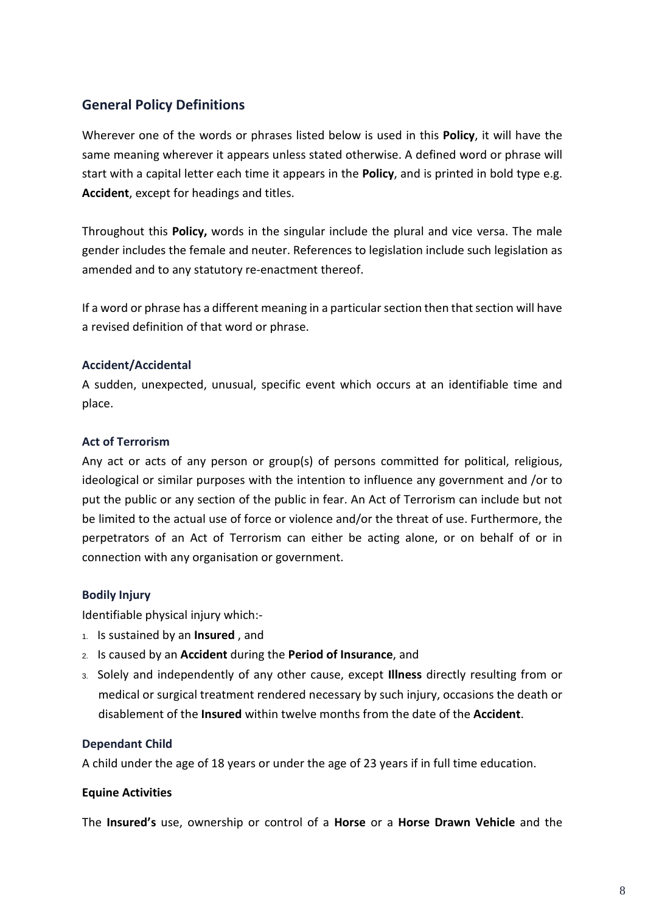## General Policy Definitions

Wherever one of the words or phrases listed below is used in this **Policy**, it will have the same meaning wherever it appears unless stated otherwise. A defined word or phrase will start with a capital letter each time it appears in the **Policy**, and is printed in bold type e.g. **Accident**, except for headings and titles.

Throughout this **Policy,** words in the singular include the plural and vice versa. The male gender includes the female and neuter. References to legislation include such legislation as amended and to any statutory re-enactment thereof.

If a word or phrase has a different meaning in a particular section then that section will have a revised definition of that word or phrase.

### Accident/Accidental

A sudden, unexpected, unusual, specific event which occurs at an identifiable time and place.

### Act of Terrorism

Any act or acts of any person or group(s) of persons committed for political, religious, ideological or similar purposes with the intention to influence any government and /or to put the public or any section of the public in fear. An Act of Terrorism can include but not be limited to the actual use of force or violence and/or the threat of use. Furthermore, the perpetrators of an Act of Terrorism can either be acting alone, or on behalf of or in connection with any organisation or government.

### Bodily Injury

Identifiable physical injury which:-

1. Is sustained by an **Insured** , and
2. Is caused by an **Accident** during the **Period of Insurance**, and
3. Solely and independently of any other cause, except **Illness** directly resulting from or medical or surgical treatment rendered necessary by such injury, occasions the death or disablement of the **Insured** within twelve months from the date of the **Accident**.

### Dependant Child

A child under the age of 18 years or under the age of 23 years if in full time education.

### Equine Activities

The **Insured's** use, ownership or control of a **Horse** or a **Horse Drawn Vehicle** and the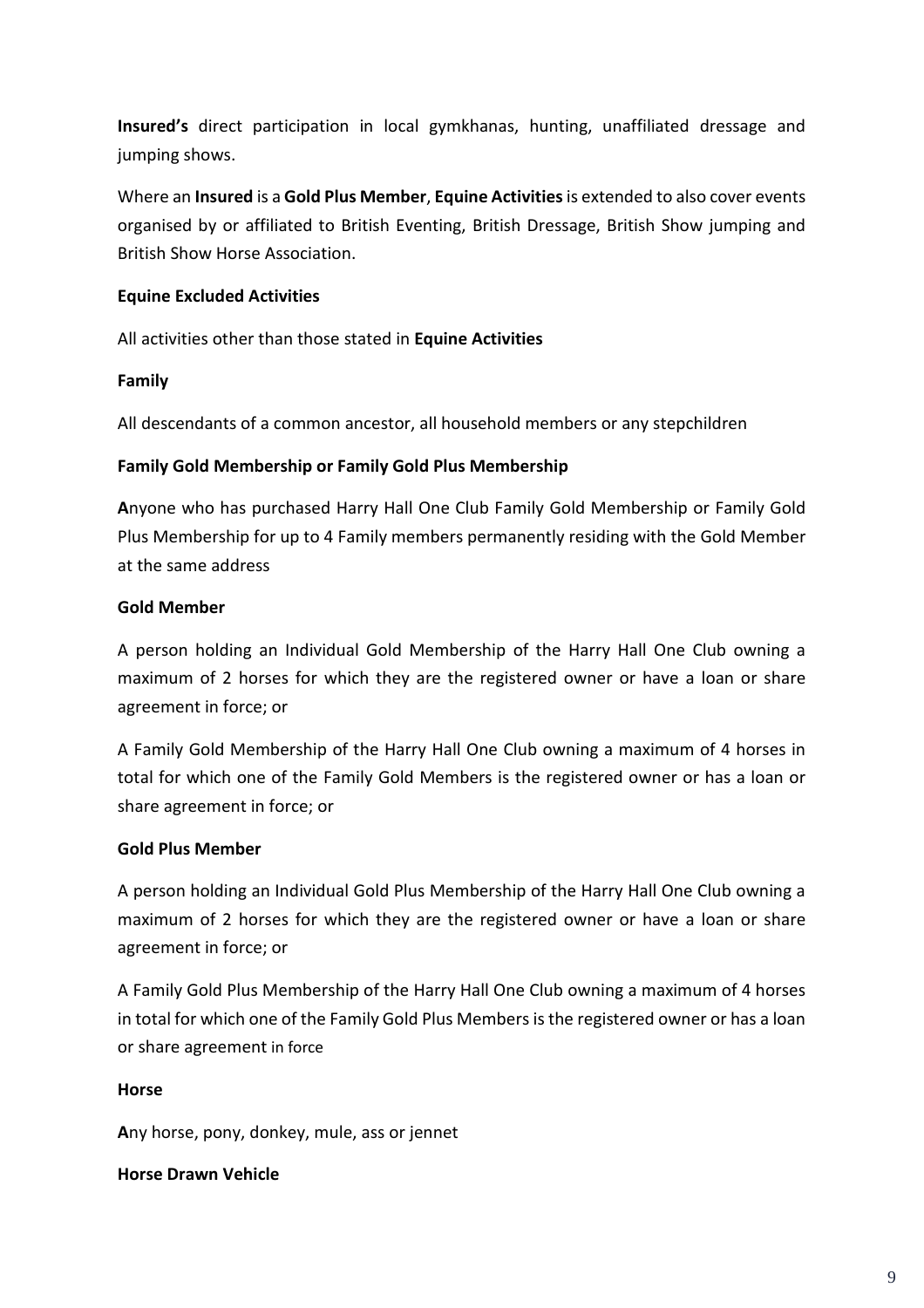**Insured's** direct participation in local gymkhanas, hunting, unaffiliated dressage and jumping shows.

Where an **Insured** is a **Gold Plus Member**, **Equine Activities** is extended to also cover events organised by or affiliated to British Eventing, British Dressage, British Show jumping and British Show Horse Association.

**Equine Excluded Activities**

All activities other than those stated in **Equine Activities**

**Family**

All descendants of a common ancestor, all household members or any stepchildren

**Family Gold Membership or Family Gold Plus Membership**

**A**nyone who has purchased Harry Hall One Club Family Gold Membership or Family Gold Plus Membership for up to 4 Family members permanently residing with the Gold Member at the same address

**Gold Member**

A person holding an Individual Gold Membership of the Harry Hall One Club owning a maximum of 2 horses for which they are the registered owner or have a loan or share agreement in force; or

A Family Gold Membership of the Harry Hall One Club owning a maximum of 4 horses in total for which one of the Family Gold Members is the registered owner or has a loan or share agreement in force; or

**Gold Plus Member**

A person holding an Individual Gold Plus Membership of the Harry Hall One Club owning a maximum of 2 horses for which they are the registered owner or have a loan or share agreement in force; or

A Family Gold Plus Membership of the Harry Hall One Club owning a maximum of 4 horses in total for which one of the Family Gold Plus Members is the registered owner or has a loan or share agreement in force

**Horse**

**A**ny horse, pony, donkey, mule, ass or jennet

**Horse Drawn Vehicle**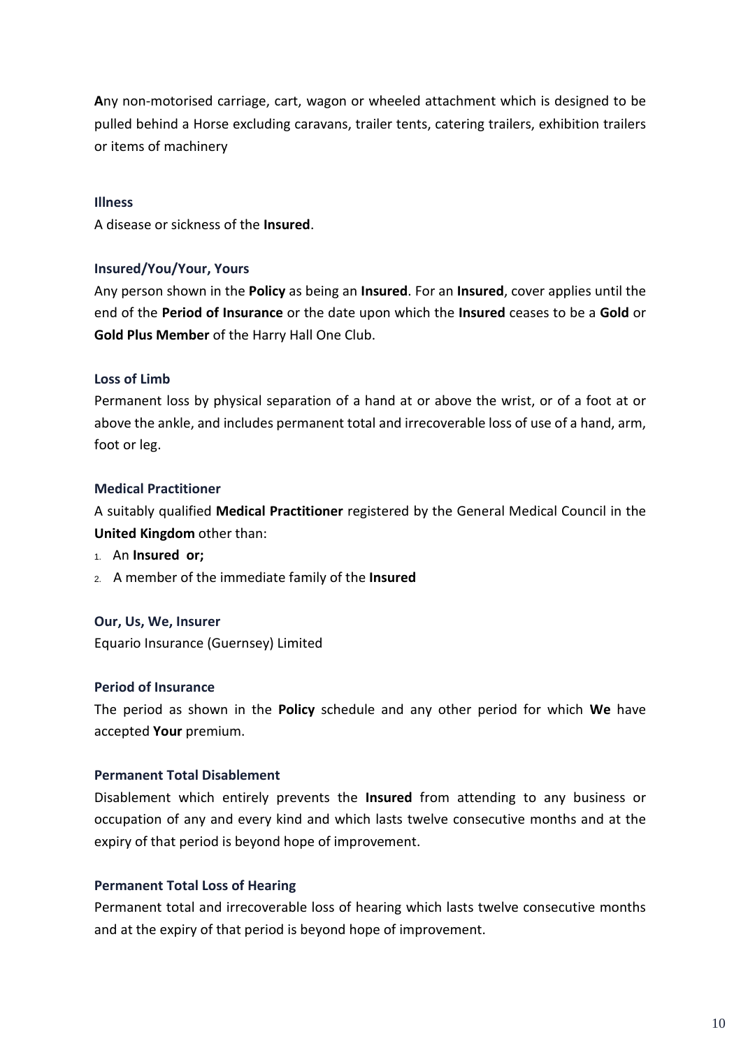**A**ny non-motorised carriage, cart, wagon or wheeled attachment which is designed to be pulled behind a Horse excluding caravans, trailer tents, catering trailers, exhibition trailers or items of machinery

### Illness

A disease or sickness of the **Insured**.

### Insured/You/Your, Yours

Any person shown in the **Policy** as being an **Insured**. For an **Insured**, cover applies until the end of the **Period of Insurance** or the date upon which the **Insured** ceases to be a **Gold** or **Gold Plus Member** of the Harry Hall One Club.

### Loss of Limb

Permanent loss by physical separation of a hand at or above the wrist, or of a foot at or above the ankle, and includes permanent total and irrecoverable loss of use of a hand, arm, foot or leg.

### Medical Practitioner

A suitably qualified **Medical Practitioner** registered by the General Medical Council in the **United Kingdom** other than:

1. An **Insured or;**
2. A member of the immediate family of the **Insured**

### Our, Us, We, Insurer

Equario Insurance (Guernsey) Limited

### Period of Insurance

The period as shown in the **Policy** schedule and any other period for which **We** have accepted **Your** premium.

### Permanent Total Disablement

Disablement which entirely prevents the **Insured** from attending to any business or occupation of any and every kind and which lasts twelve consecutive months and at the expiry of that period is beyond hope of improvement.

### Permanent Total Loss of Hearing

Permanent total and irrecoverable loss of hearing which lasts twelve consecutive months and at the expiry of that period is beyond hope of improvement.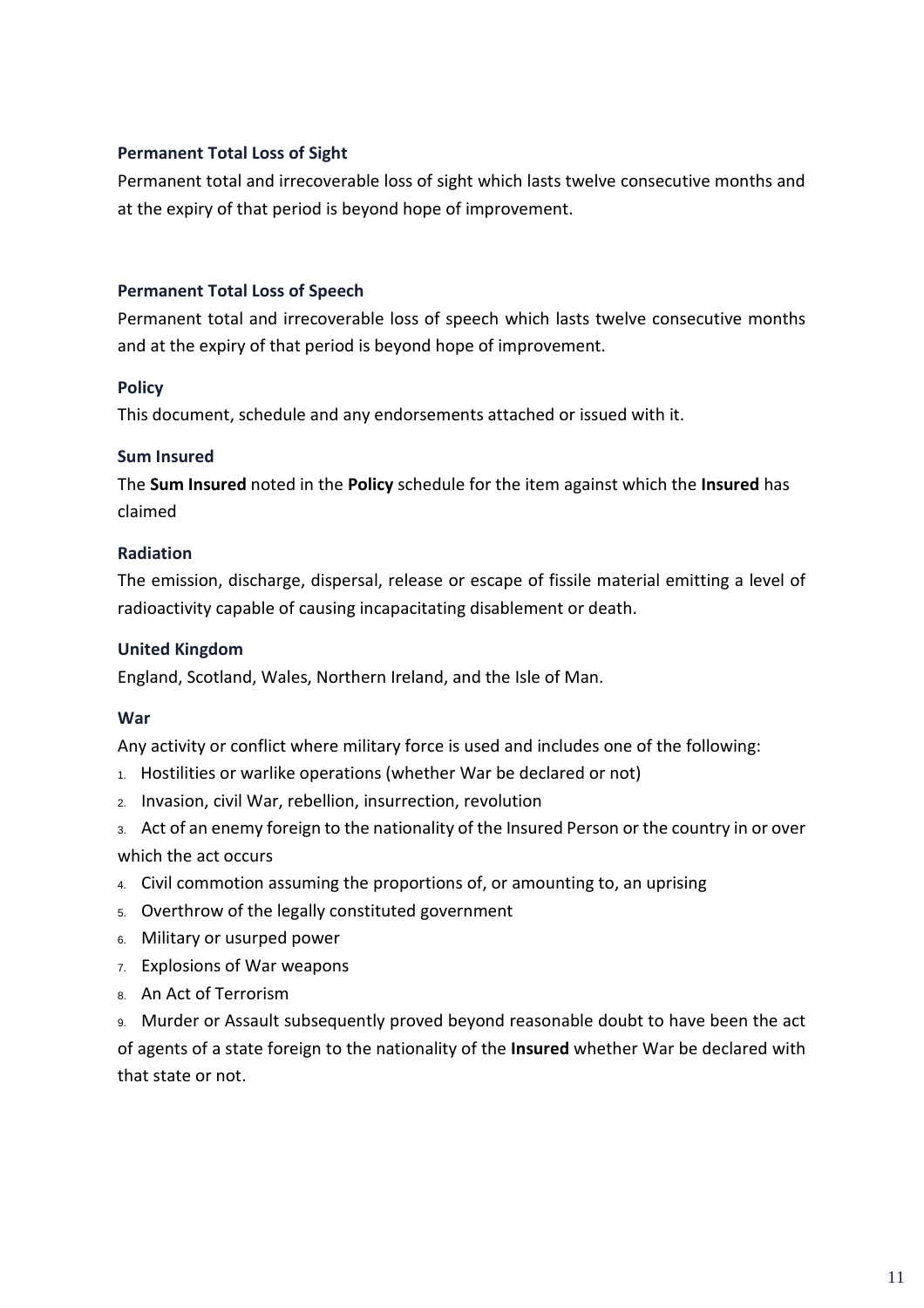### Permanent Total Loss of Sight

Permanent total and irrecoverable loss of sight which lasts twelve consecutive months and at the expiry of that period is beyond hope of improvement.

### Permanent Total Loss of Speech

Permanent total and irrecoverable loss of speech which lasts twelve consecutive months and at the expiry of that period is beyond hope of improvement.

### Policy

This document, schedule and any endorsements attached or issued with it.

### Sum Insured

The **Sum Insured** noted in the **Policy** schedule for the item against which the **Insured** has claimed

### Radiation

The emission, discharge, dispersal, release or escape of fissile material emitting a level of radioactivity capable of causing incapacitating disablement or death.

### United Kingdom

England, Scotland, Wales, Northern Ireland, and the Isle of Man.

### War

Any activity or conflict where military force is used and includes one of the following:

1. Hostilities or warlike operations (whether War be declared or not)
2. Invasion, civil War, rebellion, insurrection, revolution
3. Act of an enemy foreign to the nationality of the Insured Person or the country in or over which the act occurs
4. Civil commotion assuming the proportions of, or amounting to, an uprising
5. Overthrow of the legally constituted government
6. Military or usurped power
7. Explosions of War weapons
8. An Act of Terrorism
9. Murder or Assault subsequently proved beyond reasonable doubt to have been the act of agents of a state foreign to the nationality of the **Insured** whether War be declared with that state or not.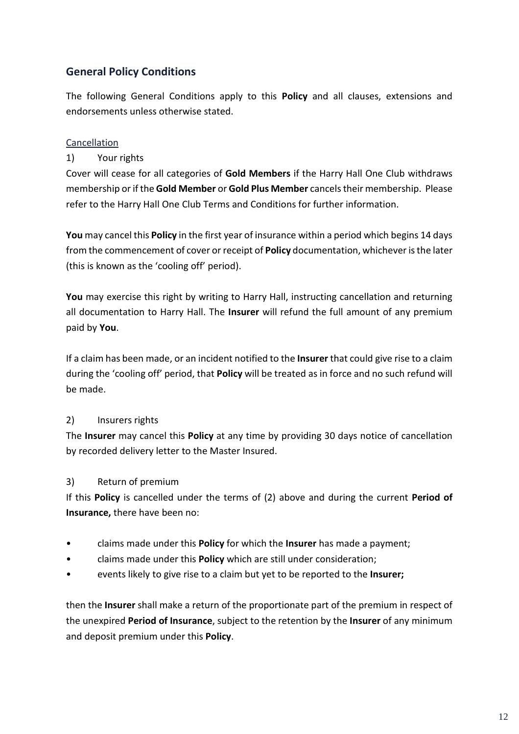## General Policy Conditions

The following General Conditions apply to this **Policy** and all clauses, extensions and endorsements unless otherwise stated.

Cancellation

1) Your rights

Cover will cease for all categories of **Gold Members** if the Harry Hall One Club withdraws membership or if the **Gold Member** or **Gold Plus Member** cancels their membership. Please refer to the Harry Hall One Club Terms and Conditions for further information.

**You** may cancel this **Policy** in the first year of insurance within a period which begins 14 days from the commencement of cover or receipt of **Policy** documentation, whichever is the later (this is known as the 'cooling off' period).

**You** may exercise this right by writing to Harry Hall, instructing cancellation and returning all documentation to Harry Hall. The **Insurer** will refund the full amount of any premium paid by **You**.

If a claim has been made, or an incident notified to the **Insurer** that could give rise to a claim during the 'cooling off' period, that **Policy** will be treated as in force and no such refund will be made.

2) Insurers rights

The **Insurer** may cancel this **Policy** at any time by providing 30 days notice of cancellation by recorded delivery letter to the Master Insured.

3) Return of premium

If this **Policy** is cancelled under the terms of (2) above and during the current **Period of Insurance,** there have been no:

- claims made under this **Policy** for which the **Insurer** has made a payment;
- claims made under this **Policy** which are still under consideration;
- events likely to give rise to a claim but yet to be reported to the **Insurer;**

then the **Insurer** shall make a return of the proportionate part of the premium in respect of the unexpired **Period of Insurance**, subject to the retention by the **Insurer** of any minimum and deposit premium under this **Policy**.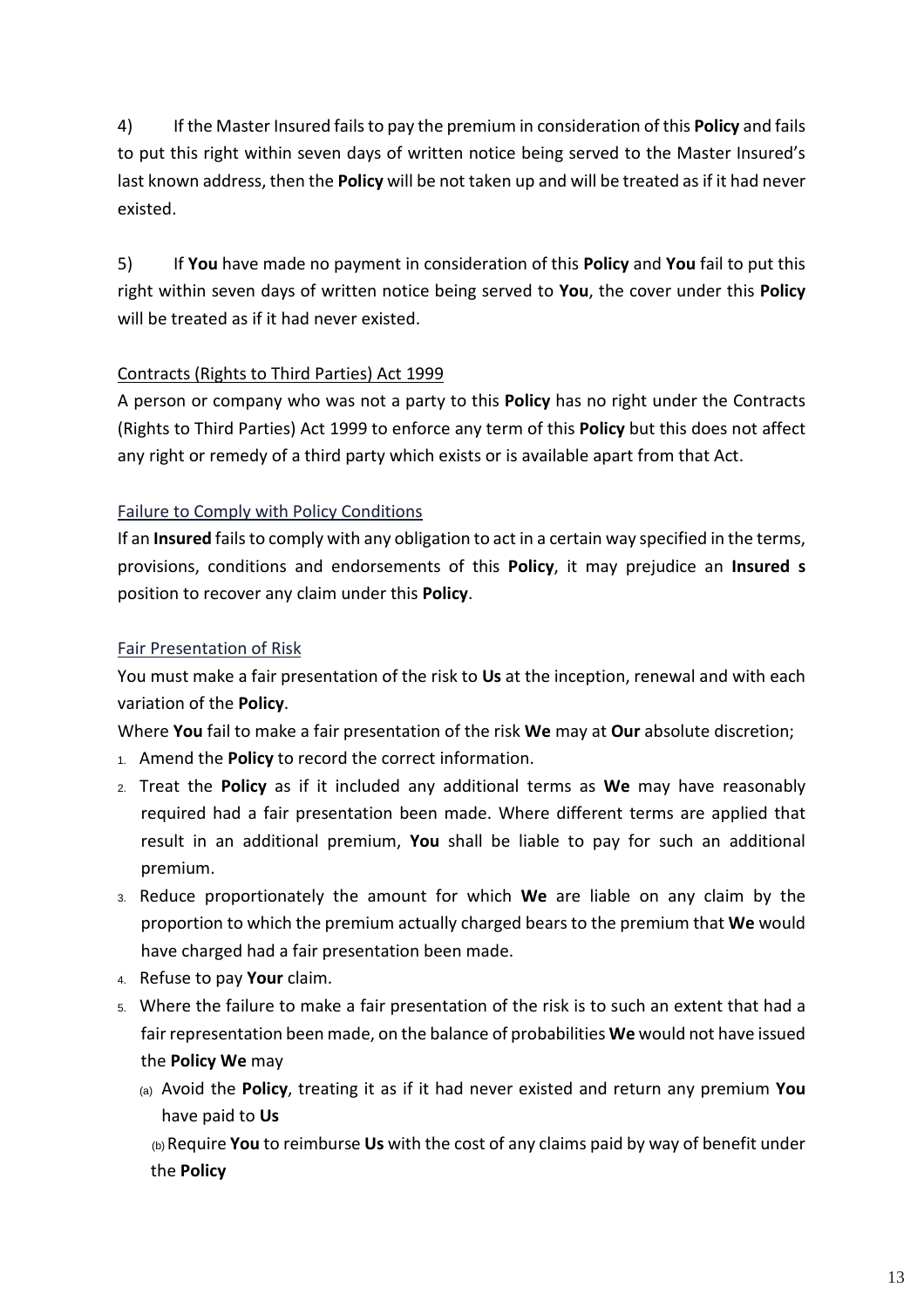4) If the Master Insured fails to pay the premium in consideration of this **Policy** and fails to put this right within seven days of written notice being served to the Master Insured's last known address, then the **Policy** will be not taken up and will be treated as if it had never existed.

5) If **You** have made no payment in consideration of this **Policy** and **You** fail to put this right within seven days of written notice being served to **You**, the cover under this **Policy** will be treated as if it had never existed.

Contracts (Rights to Third Parties) Act 1999

A person or company who was not a party to this **Policy** has no right under the Contracts (Rights to Third Parties) Act 1999 to enforce any term of this **Policy** but this does not affect any right or remedy of a third party which exists or is available apart from that Act.

Failure to Comply with Policy Conditions

If an **Insured** fails to comply with any obligation to act in a certain way specified in the terms, provisions, conditions and endorsements of this **Policy**, it may prejudice an **Insured s** position to recover any claim under this **Policy**.

Fair Presentation of Risk

You must make a fair presentation of the risk to **Us** at the inception, renewal and with each variation of the **Policy**.

Where **You** fail to make a fair presentation of the risk **We** may at **Our** absolute discretion;

1. Amend the **Policy** to record the correct information.
2. Treat the **Policy** as if it included any additional terms as **We** may have reasonably required had a fair presentation been made. Where different terms are applied that result in an additional premium, **You** shall be liable to pay for such an additional premium.
3. Reduce proportionately the amount for which **We** are liable on any claim by the proportion to which the premium actually charged bears to the premium that **We** would have charged had a fair presentation been made.
4. Refuse to pay **Your** claim.
5. Where the failure to make a fair presentation of the risk is to such an extent that had a fair representation been made, on the balance of probabilities **We** would not have issued the **Policy We** may
   (a) Avoid the **Policy**, treating it as if it had never existed and return any premium **You** have paid to **Us**
   (b) Require **You** to reimburse **Us** with the cost of any claims paid by way of benefit under the **Policy**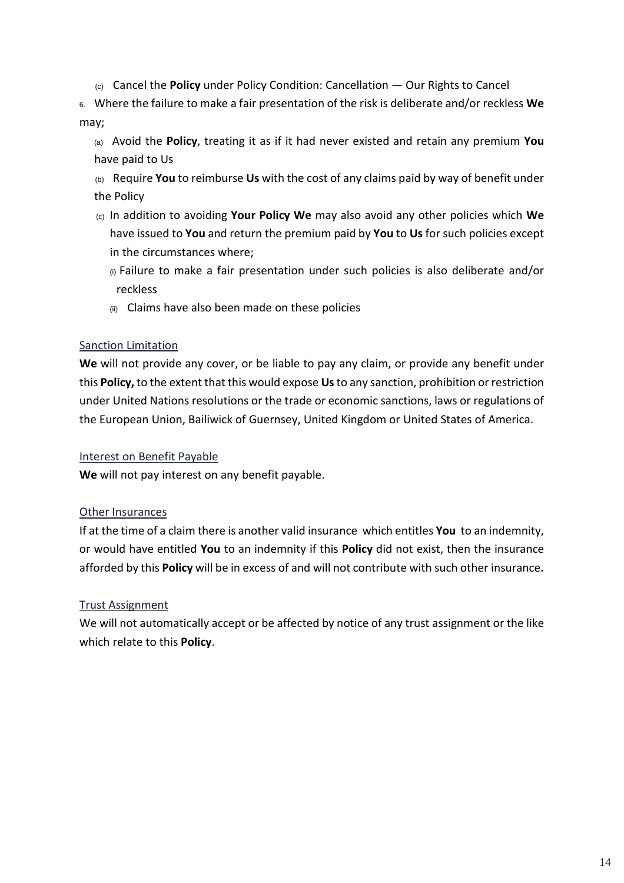(c) Cancel the **Policy** under Policy Condition: Cancellation — Our Rights to Cancel

6. Where the failure to make a fair presentation of the risk is deliberate and/or reckless **We** may;

   (a) Avoid the **Policy**, treating it as if it had never existed and retain any premium **You** have paid to Us

   (b) Require **You** to reimburse **Us** with the cost of any claims paid by way of benefit under the Policy

   (c) In addition to avoiding **Your Policy We** may also avoid any other policies which **We** have issued to **You** and return the premium paid by **You** to **Us** for such policies except in the circumstances where;

      (i) Failure to make a fair presentation under such policies is also deliberate and/or reckless

      (ii) Claims have also been made on these policies

Sanction Limitation

**We** will not provide any cover, or be liable to pay any claim, or provide any benefit under this **Policy,** to the extent that this would expose **Us** to any sanction, prohibition or restriction under United Nations resolutions or the trade or economic sanctions, laws or regulations of the European Union, Bailiwick of Guernsey, United Kingdom or United States of America.

Interest on Benefit Payable

**We** will not pay interest on any benefit payable.

Other Insurances

If at the time of a claim there is another valid insurance which entitles **You** to an indemnity, or would have entitled **You** to an indemnity if this **Policy** did not exist, then the insurance afforded by this **Policy** will be in excess of and will not contribute with such other insurance**.**

Trust Assignment

We will not automatically accept or be affected by notice of any trust assignment or the like which relate to this **Policy**.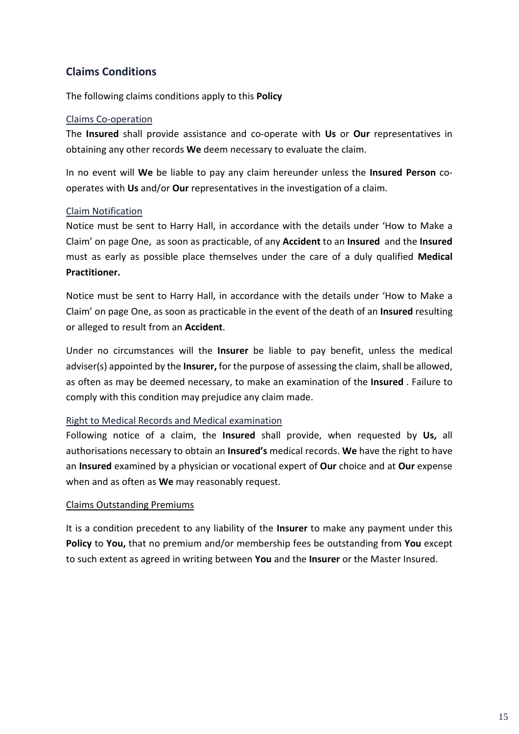## Claims Conditions

The following claims conditions apply to this **Policy**

Claims Co-operation

The **Insured** shall provide assistance and co-operate with **Us** or **Our** representatives in obtaining any other records **We** deem necessary to evaluate the claim.

In no event will **We** be liable to pay any claim hereunder unless the **Insured Person** co-operates with **Us** and/or **Our** representatives in the investigation of a claim.

Claim Notification

Notice must be sent to Harry Hall, in accordance with the details under 'How to Make a Claim' on page One, as soon as practicable, of any **Accident** to an **Insured** and the **Insured** must as early as possible place themselves under the care of a duly qualified **Medical Practitioner.**

Notice must be sent to Harry Hall, in accordance with the details under 'How to Make a Claim' on page One, as soon as practicable in the event of the death of an **Insured** resulting or alleged to result from an **Accident**.

Under no circumstances will the **Insurer** be liable to pay benefit, unless the medical adviser(s) appointed by the **Insurer,** for the purpose of assessing the claim, shall be allowed, as often as may be deemed necessary, to make an examination of the **Insured** . Failure to comply with this condition may prejudice any claim made.

Right to Medical Records and Medical examination

Following notice of a claim, the **Insured** shall provide, when requested by **Us,** all authorisations necessary to obtain an **Insured's** medical records. **We** have the right to have an **Insured** examined by a physician or vocational expert of **Our** choice and at **Our** expense when and as often as **We** may reasonably request.

Claims Outstanding Premiums

It is a condition precedent to any liability of the **Insurer** to make any payment under this **Policy** to **You,** that no premium and/or membership fees be outstanding from **You** except to such extent as agreed in writing between **You** and the **Insurer** or the Master Insured.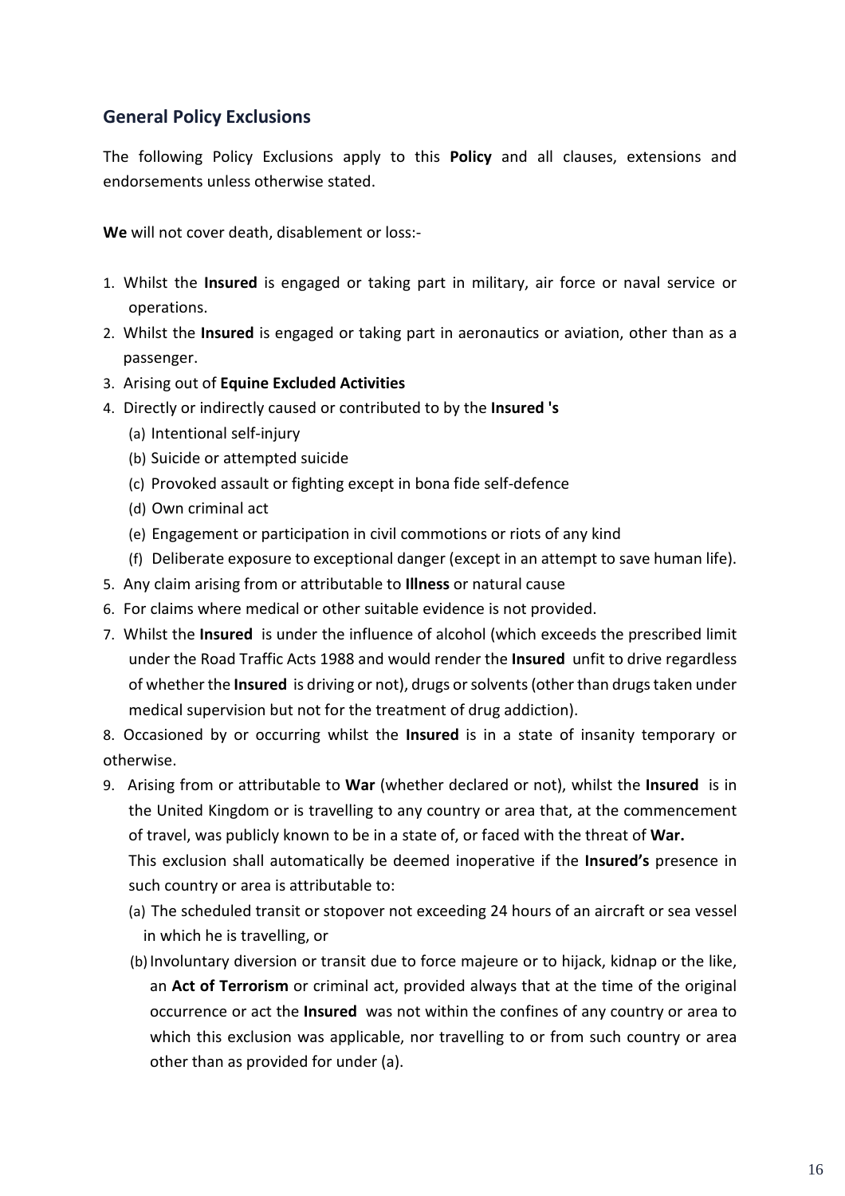## General Policy Exclusions

The following Policy Exclusions apply to this **Policy** and all clauses, extensions and endorsements unless otherwise stated.

**We** will not cover death, disablement or loss:-

1. Whilst the **Insured** is engaged or taking part in military, air force or naval service or operations.
2. Whilst the **Insured** is engaged or taking part in aeronautics or aviation, other than as a passenger.
3. Arising out of **Equine Excluded Activities**
4. Directly or indirectly caused or contributed to by the **Insured 's**
   (a) Intentional self-injury
   (b) Suicide or attempted suicide
   (c) Provoked assault or fighting except in bona fide self-defence
   (d) Own criminal act
   (e) Engagement or participation in civil commotions or riots of any kind
   (f) Deliberate exposure to exceptional danger (except in an attempt to save human life).
5. Any claim arising from or attributable to **Illness** or natural cause
6. For claims where medical or other suitable evidence is not provided.
7. Whilst the **Insured** is under the influence of alcohol (which exceeds the prescribed limit under the Road Traffic Acts 1988 and would render the **Insured** unfit to drive regardless of whether the **Insured** is driving or not), drugs or solvents (other than drugs taken under medical supervision but not for the treatment of drug addiction).
8. Occasioned by or occurring whilst the **Insured** is in a state of insanity temporary or otherwise.
9. Arising from or attributable to **War** (whether declared or not), whilst the **Insured** is in the United Kingdom or is travelling to any country or area that, at the commencement of travel, was publicly known to be in a state of, or faced with the threat of **War.**

   This exclusion shall automatically be deemed inoperative if the **Insured's** presence in such country or area is attributable to:

   (a) The scheduled transit or stopover not exceeding 24 hours of an aircraft or sea vessel in which he is travelling, or
   (b) Involuntary diversion or transit due to force majeure or to hijack, kidnap or the like, an **Act of Terrorism** or criminal act, provided always that at the time of the original occurrence or act the **Insured** was not within the confines of any country or area to which this exclusion was applicable, nor travelling to or from such country or area other than as provided for under (a).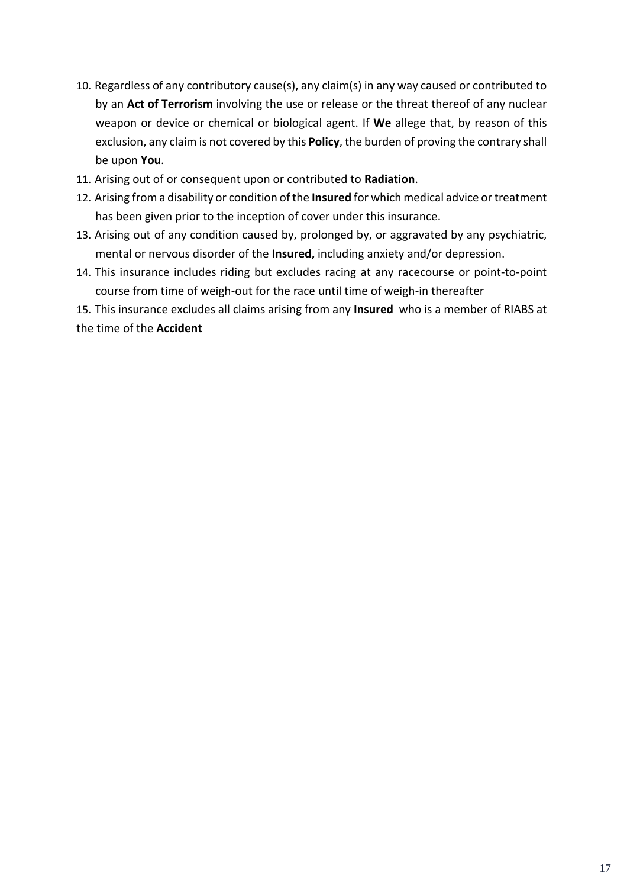10. Regardless of any contributory cause(s), any claim(s) in any way caused or contributed to by an **Act of Terrorism** involving the use or release or the threat thereof of any nuclear weapon or device or chemical or biological agent. If **We** allege that, by reason of this exclusion, any claim is not covered by this **Policy**, the burden of proving the contrary shall be upon **You**.
11. Arising out of or consequent upon or contributed to **Radiation**.
12. Arising from a disability or condition of the **Insured** for which medical advice or treatment has been given prior to the inception of cover under this insurance.
13. Arising out of any condition caused by, prolonged by, or aggravated by any psychiatric, mental or nervous disorder of the **Insured,** including anxiety and/or depression.
14. This insurance includes riding but excludes racing at any racecourse or point-to-point course from time of weigh-out for the race until time of weigh-in thereafter
15. This insurance excludes all claims arising from any **Insured** who is a member of RIABS at the time of the **Accident**